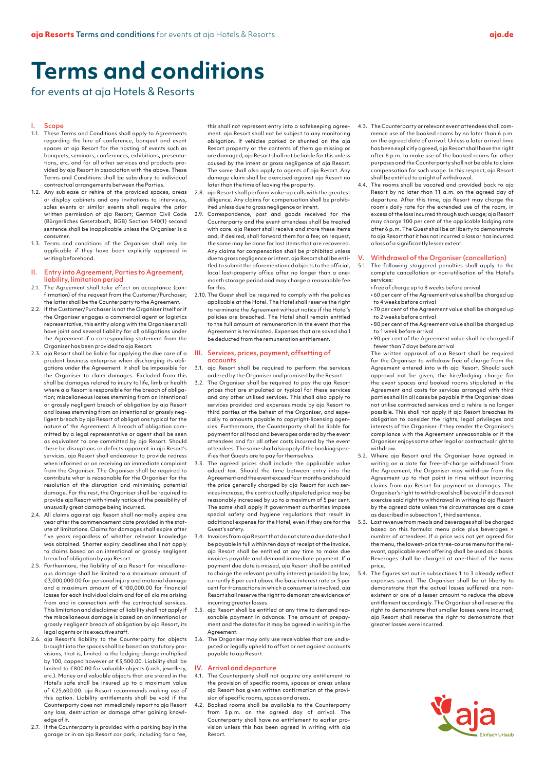# Terms and conditions

for events at aja Hotels & Resorts

## I. Scope

1.1. These Terms and Conditions shall apply to Agreements regarding the hire of conference, banquet and event spaces at aja Resort for the hosting of events such as banquets, seminars, conferences, exhibitions, presentations, etc. and for all other services and products provided by aja Resort in association with the above. These Terms and Conditions shall be subsidiary to individual contractual arrangements between the Parties.

1.2. Any sublease or rehire of the provided spaces, areas or display cabinets and any invitations to interviews, sales events or similar events shall require the prior written permission of aja Resort; German Civil Code (Bürgerliches Gesetzbuch, BGB) Section 540(1) second sentence shall be inapplicable unless the Organiser is a consumer.

1.3. Terms and conditions of the Organiser shall only be applicable if they have been explicitly approved in writing beforehand.

## II. Entry into Agreement, Parties to Agreement, liability, limitation period

2.1. The Agreement shall take effect on acceptance (confirmation) of the request from the Customer/Purchaser; the latter shall be the Counterparty to the Agreement.

2.2. If the Customer/Purchaser is not the Organiser itself or if the Organiser engages a commercial agent or logistics representative, this entity along with the Organiser shall have joint and several liability for all obligations under the Agreement if a corresponding statement from the Organiser has been provided to aja Resort.

2.3. aja Resort shall be liable for applying the due care of a prudent business enterprise when discharging its obligations under the Agreement. It shall be impossible for the Organiser to claim damages. Excluded from this shall be damages related to injury to life, limb or health where aja Resort is responsible for the breach of obligation; miscellaneous losses stemming from an intentional or grossly negligent breach of obligation by aja Resort and losses stemming from an intentional or grossly negligent breach by aja Resort of obligations typical for the nature of the Agreement. A breach of obligation committed by a legal representative or agent shall be seen as equivalent to one committed by aja Resort. Should there be disruptions or defects apparent in aja Resort's services, aja Resort shall endeavour to provide redress when informed or on receiving an immediate complaint from the Organiser. The Organiser shall be required to contribute what is reasonable for the Organiser for the resolution of the disruption and minimising potential damage. For the rest, the Organiser shall be required to provide aja Resort with timely notice of the possibility of unusually great damage being incurred.

2.4. All claims against aja Resort shall normally expire one year after the commencement date provided in the statute of limitations. Claims for damages shall expire after five years regardless of whether relevant knowledge was obtained. Shorter expiry deadlines shall not apply to claims based on an intentional or grossly negligent breach of obligation by aja Resort.

2.5. Furthermore, the liability of aja Resort for miscellaneous damage shall be limited to a maximum amount of €3,000,000.00 for personal injury and material damage and a maximum amount of €100,000.00 for financial losses for each individual claim and for all claims arising from and in connection with the contractual services. This limitation and disclaimer of liability shall not apply if the miscellaneous damage is based on an intentional or grossly negligent breach of obligation by aja Resort, its legal agents or its executive staff.

2.6. aja Resort's liability to the Counterparty for objects brought into the spaces shall be based on statutory provisions, that is, limited to the lodging charge multiplied by 100, capped however at €3,500.00. Liability shall be limited to €800.00 for valuable objects (cash, jewellery, etc.). Money and valuable objects that are stored in the Hotel's safe shall be insured up to a maximum value of €25,600.00. aja Resort recommends making use of this option. Liability entitlements shall be void if the Counterparty does not immediately report to aja Resort any loss, destruction or damage after gaining knowledge of it.

2.7. If the Counterparty is provided with a parking bay in the garage or in an aja Resort car park, including for a fee, this shall not represent entry into a safekeeping agreement. aja Resort shall not be subject to any monitoring obligation. If vehicles parked or shunted on the aja Resort property or the contents of them go missing or are damaged, aja Resort shall not be liable for this unless caused by the intent or gross negligence of aja Resort. The same shall also apply to agents of aja Resort. Any damage claim shall be exercised against aja Resort no later than the time of leaving the property.

2.8. aja Resort shall perform wake-up calls with the greatest diligence. Any claims for compensation shall be prohibited unless due to gross negligence or intent.

2.9. Correspondence, post and goods received for the Counterparty and the event attendees shall be treated with care. aja Resort shall receive and store these items and, if desired, shall forward them for a fee; on request, the same may be done for lost items that are recovered. Any claims for compensation shall be prohibited unless due to gross negligence or intent. aja Resort shall be entitled to submit the aforementioned objects to the official, local lost-property office after no longer than a one-month storage period and may charge a reasonable fee for this.

2.10. The Guest shall be required to comply with the policies applicable at the Hotel. The Hotel shall reserve the right to terminate the Agreement without notice if the Hotel's policies are breached. The Hotel shall remain entitled to the full amount of remuneration in the event that the Agreement is terminated. Expenses that are saved shall be deducted from the remuneration entitlement.

## III. Services, prices, payment, offsetting of accounts

3.1. aja Resort shall be required to perform the services ordered by the Organiser and promised by the Resort.

3.2. The Organiser shall be required to pay the aja Resort prices that are stipulated or typical for these services and any other utilised services. This shall also apply to services provided and expenses made by aja Resort to third parties at the behest of the Organiser, and especially to amounts payable to copyright-licensing agencies. Furthermore, the Counterparty shall be liable for payment for all food and beverages ordered by the event attendees and for all other costs incurred by the event attendees. The same shall also apply if the booking specifies that Guests are to pay for themselves.

3.3. The agreed prices shall include the applicable value added tax. Should the time between entry into the Agreement and the event exceed four months and should the price generally charged by aja Resort for such services increase, the contractually stipulated price may be reasonably increased by up to a maximum of 5 per cent. The same shall also apply if government authorities impose special safety and hygiene regulations that result in additional expense for the Hotel, even if they are for the Guest's safety.

3.4. Invoices from aja Resort that do not state a due date shall be payable in full within ten days of receipt of the invoice. aja Resort shall be entitled at any time to make due invoices payable and demand immediate payment. If a payment due date is missed, aja Resort shall be entitled to charge the relevant penalty interest provided by law, currently 8 per cent above the base interest rate or 5 per cent for transactions in which a consumer is involved. aja Resort shall reserve the right to demonstrate evidence of incurring greater losses.

3.5. aja Resort shall be entitled at any time to demand reasonable payment in advance. The amount of prepayment and the dates for it may be agreed in writing in the Agreement.

3.6. The Organiser may only use receivables that are undisputed or legally upheld to offset or net against accounts payable to aja Resort.

## IV. Arrival and departure

4.1. The Counterparty shall not acquire any entitlement to the provision of specific rooms, spaces or areas unless aja Resort has given written confirmation of the provision of specific rooms, spaces and areas.

4.2. Booked rooms shall be available to the Counterparty from 3 p.m. on the agreed day of arrival. The Counterparty shall have no entitlement to earlier provision unless this has been agreed in writing with aja Resort.

4.3. The Counterparty or relevant event attendees shall commence use of the booked rooms by no later than 6 p.m. on the agreed date of arrival. Unless a later arrival time has been explicitly agreed, aja Resort shall have the right after 6 p.m. to make use of the booked rooms for other purposes and the Counterparty shall not be able to claim compensation for such usage. In this respect, aja Resort shall be entitled to a right of withdrawal.

4.4. The rooms shall be vacated and provided back to aja Resort by no later than 11 a.m. on the agreed day of departure. After this time, aja Resort may charge the room's daily rate for the extended use of the room, in excess of the loss incurred through such usage; aja Resort may charge 100 per cent of the applicable lodging rate after 6 p.m. The Guest shall be at liberty to demonstrate to aja Resort that it has not incurred a loss or has incurred a loss of a significantly lesser extent.

## V. Withdrawal of the Organiser (cancellation)

5.1. The following staggered penalties shall apply to the complete cancellation or non-utilisation of the Hotel's services:

- free of charge up to 8 weeks before arrival
- 60 per cent of the Agreement value shall be charged up to 4 weeks before arrival
- 70 per cent of the Agreement value shall be charged up to 2 weeks before arrival
- 80 per cent of the Agreement value shall be charged up to 1 week before arrival
- 90 per cent of the Agreement value shall be charged if fewer than 7 days before arrival

The written approval of aja Resort shall be required for the Organiser to withdraw free of charge from the Agreement entered into with aja Resort. Should such approval not be given, the hire/lodging charge for the event spaces and booked rooms stipulated in the Agreement and costs for services arranged with third parties shall in all cases be payable if the Organiser does not utilise contracted services and a rehire is no longer possible. This shall not apply if aja Resort breaches its obligation to consider the rights, legal privileges and interests of the Organiser if they render the Organiser's compliance with the Agreement unreasonable or if the Organiser enjoys some other legal or contractual right to withdraw.

5.2. Where aja Resort and the Organiser have agreed in writing on a date for free-of-charge withdrawal from the Agreement, the Organiser may withdraw from the Agreement up to that point in time without incurring claims from aja Resort for payment or damages. The Organiser's right to withdrawal shall be void if it does not exercise said right to withdrawal in writing to aja Resort by the agreed date unless the circumstances are a case as described in subsection 1, third sentence.

5.3. Lost revenue from meals and beverages shall be charged based on this formula: menu price plus beverages × number of attendees. If a price was not yet agreed for the menu, the lowest-price three-course menu for the relevant, applicable event offering shall be used as a basis. Beverages shall be charged at one-third of the menu price.

5.4. The figures set out in subsections 1 to 3 already reflect expenses saved. The Organiser shall be at liberty to demonstrate that the actual losses suffered are non-existent or are of a lesser amount to reduce the above entitlement accordingly. The Organiser shall reserve the right to demonstrate that smaller losses were incurred; aja Resort shall reserve the right to demonstrate that greater losses were incurred.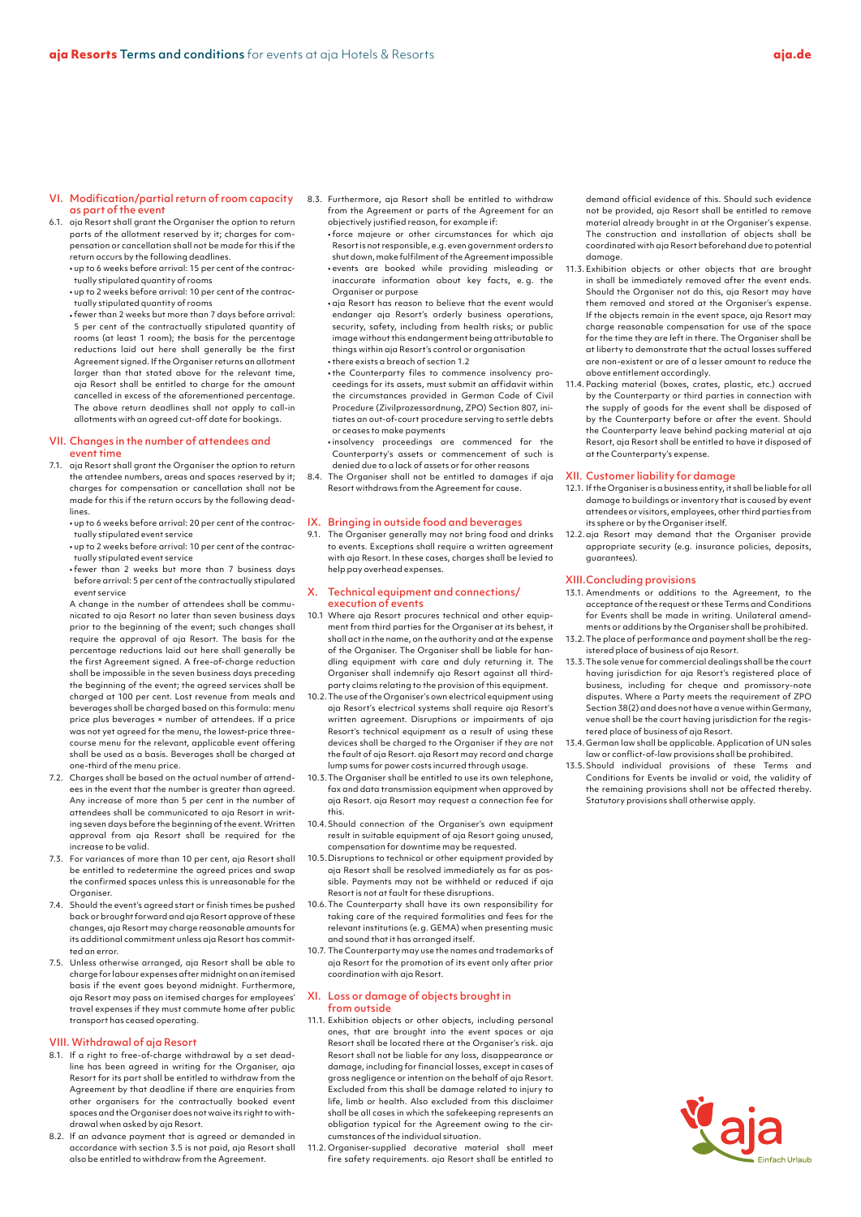## VI. Modification/partial return of room capacity as part of the event

6.1. aja Resort shall grant the Organiser the option to return parts of the allotment reserved by it; charges for compensation or cancellation shall not be made for this if the return occurs by the following deadlines.
- up to 6 weeks before arrival: 15 per cent of the contractually stipulated quantity of rooms
- up to 2 weeks before arrival: 10 per cent of the contractually stipulated quantity of rooms
- fewer than 2 weeks but more than 7 days before arrival: 5 per cent of the contractually stipulated quantity of rooms (at least 1 room); the basis for the percentage reductions laid out here shall generally be the first Agreement signed. If the Organiser returns an allotment larger than that stated above for the relevant time, aja Resort shall be entitled to charge for the amount cancelled in excess of the aforementioned percentage. The above return deadlines shall not apply to call-in allotments with an agreed cut-off date for bookings.

## VII. Changes in the number of attendees and event time

7.1. aja Resort shall grant the Organiser the option to return the attendee numbers, areas and spaces reserved by it; charges for compensation or cancellation shall not be made for this if the return occurs by the following deadlines.
- up to 6 weeks before arrival: 20 per cent of the contractually stipulated event service
- up to 2 weeks before arrival: 10 per cent of the contractually stipulated event service
- fewer than 2 weeks but more than 7 business days before arrival: 5 per cent of the contractually stipulated event service

A change in the number of attendees shall be communicated to aja Resort no later than seven business days prior to the beginning of the event; such changes shall require the approval of aja Resort. The basis for the percentage reductions laid out here shall generally be the first Agreement signed. A free-of-charge reduction shall be impossible in the seven business days preceding the beginning of the event; the agreed services shall be charged at 100 per cent. Lost revenue from meals and beverages shall be charged based on this formula: menu price plus beverages × number of attendees. If a price was not yet agreed for the menu, the lowest-price three-course menu for the relevant, applicable event offering shall be used as a basis. Beverages shall be charged at one-third of the menu price.

7.2. Charges shall be based on the actual number of attendees in the event that the number is greater than agreed. Any increase of more than 5 per cent in the number of attendees shall be communicated to aja Resort in writing seven days before the beginning of the event. Written approval from aja Resort shall be required for the increase to be valid.

7.3. For variances of more than 10 per cent, aja Resort shall be entitled to redetermine the agreed prices and swap the confirmed spaces unless this is unreasonable for the Organiser.

7.4. Should the event's agreed start or finish times be pushed back or brought forward and aja Resort approve of these changes, aja Resort may charge reasonable amounts for its additional commitment unless aja Resort has committed an error.

7.5. Unless otherwise arranged, aja Resort shall be able to charge for labour expenses after midnight on an itemised basis if the event goes beyond midnight. Furthermore, aja Resort may pass on itemised charges for employees' travel expenses if they must commute home after public transport has ceased operating.

## VIII. Withdrawal of aja Resort

8.1. If a right to free-of-charge withdrawal by a set deadline has been agreed in writing for the Organiser, aja Resort for its part shall be entitled to withdraw from the Agreement by that deadline if there are enquiries from other organisers for the contractually booked event spaces and the Organiser does not waive its right to withdrawal when asked by aja Resort.

8.2. If an advance payment that is agreed or demanded in accordance with section 3.5 is not paid, aja Resort shall also be entitled to withdraw from the Agreement.

8.3. Furthermore, aja Resort shall be entitled to withdraw from the Agreement or parts of the Agreement for an objectively justified reason, for example if:
- force majeure or other circumstances for which aja Resort is not responsible, e.g. even government orders to shut down, make fulfilment of the Agreement impossible
- events are booked while providing misleading or inaccurate information about key facts, e. g. the Organiser or purpose
- aja Resort has reason to believe that the event would endanger aja Resort's orderly business operations, security, safety, including from health risks; or public image without this endangerment being attributable to things within aja Resort's control or organisation
- there exists a breach of section 1.2
- the Counterparty files to commence insolvency proceedings for its assets, must submit an affidavit within the circumstances provided in German Code of Civil Procedure (Zivilprozessordnung, ZPO) Section 807, initiates an out-of-court procedure serving to settle debts or ceases to make payments
- insolvency proceedings are commenced for the Counterparty's assets or commencement of such is denied due to a lack of assets or for other reasons

8.4. The Organiser shall not be entitled to damages if aja Resort withdraws from the Agreement for cause.

## IX. Bringing in outside food and beverages

9.1. The Organiser generally may not bring food and drinks to events. Exceptions shall require a written agreement with aja Resort. In these cases, charges shall be levied to help pay overhead expenses.

## X. Technical equipment and connections/ execution of events

10.1 Where aja Resort procures technical and other equipment from third parties for the Organiser at its behest, it shall act in the name, on the authority and at the expense of the Organiser. The Organiser shall be liable for handling equipment with care and duly returning it. The Organiser shall indemnify aja Resort against all third-party claims relating to the provision of this equipment.

10.2. The use of the Organiser's own electrical equipment using aja Resort's electrical systems shall require aja Resort's written agreement. Disruptions or impairments of aja Resort's technical equipment as a result of using these devices shall be charged to the Organiser if they are not the fault of aja Resort. aja Resort may record and charge lump sums for power costs incurred through usage.

10.3. The Organiser shall be entitled to use its own telephone, fax and data transmission equipment when approved by aja Resort. aja Resort may request a connection fee for this.

10.4. Should connection of the Organiser's own equipment result in suitable equipment of aja Resort going unused, compensation for downtime may be requested.

10.5. Disruptions to technical or other equipment provided by aja Resort shall be resolved immediately as far as possible. Payments may not be withheld or reduced if aja Resort is not at fault for these disruptions.

10.6. The Counterparty shall have its own responsibility for taking care of the required formalities and fees for the relevant institutions (e. g. GEMA) when presenting music and sound that it has arranged itself.

10.7. The Counterparty may use the names and trademarks of aja Resort for the promotion of its event only after prior coordination with aja Resort.

## XI. Loss or damage of objects brought in from outside

11.1. Exhibition objects or other objects, including personal ones, that are brought into the event spaces or aja Resort shall be located there at the Organiser's risk. aja Resort shall not be liable for any loss, disappearance or damage, including for financial losses, except in cases of gross negligence or intention on the behalf of aja Resort. Excluded from this shall be damage related to injury to life, limb or health. Also excluded from this disclaimer shall be all cases in which the safekeeping represents an obligation typical for the Agreement owing to the circumstances of the individual situation.

11.2. Organiser-supplied decorative material shall meet fire safety requirements. aja Resort shall be entitled to demand official evidence of this. Should such evidence not be provided, aja Resort shall be entitled to remove material already brought in at the Organiser's expense. The construction and installation of objects shall be coordinated with aja Resort beforehand due to potential damage.

11.3. Exhibition objects or other objects that are brought in shall be immediately removed after the event ends. Should the Organiser not do this, aja Resort may have them removed and stored at the Organiser's expense. If the objects remain in the event space, aja Resort may charge reasonable compensation for use of the space for the time they are left in there. The Organiser shall be at liberty to demonstrate that the actual losses suffered are non-existent or are of a lesser amount to reduce the above entitlement accordingly.

11.4. Packing material (boxes, crates, plastic, etc.) accrued by the Counterparty or third parties in connection with the supply of goods for the event shall be disposed of by the Counterparty before or after the event. Should the Counterparty leave behind packing material at aja Resort, aja Resort shall be entitled to have it disposed of at the Counterparty's expense.

## XII. Customer liability for damage

12.1. If the Organiser is a business entity, it shall be liable for all damage to buildings or inventory that is caused by event attendees or visitors, employees, other third parties from its sphere or by the Organiser itself.

12.2. aja Resort may demand that the Organiser provide appropriate security (e.g. insurance policies, deposits, guarantees).

## XIII. Concluding provisions

13.1. Amendments or additions to the Agreement, to the acceptance of the request or these Terms and Conditions for Events shall be made in writing. Unilateral amendments or additions by the Organiser shall be prohibited.

13.2. The place of performance and payment shall be the registered place of business of aja Resort.

13.3. The sole venue for commercial dealings shall be the court having jurisdiction for aja Resort's registered place of business, including for cheque and promissory-note disputes. Where a Party meets the requirement of ZPO Section 38(2) and does not have a venue within Germany, venue shall be the court having jurisdiction for the registered place of business of aja Resort.

13.4. German law shall be applicable. Application of UN sales law or conflict-of-law provisions shall be prohibited.

13.5. Should individual provisions of these Terms and Conditions for Events be invalid or void, the validity of the remaining provisions shall not be affected thereby. Statutory provisions shall otherwise apply.